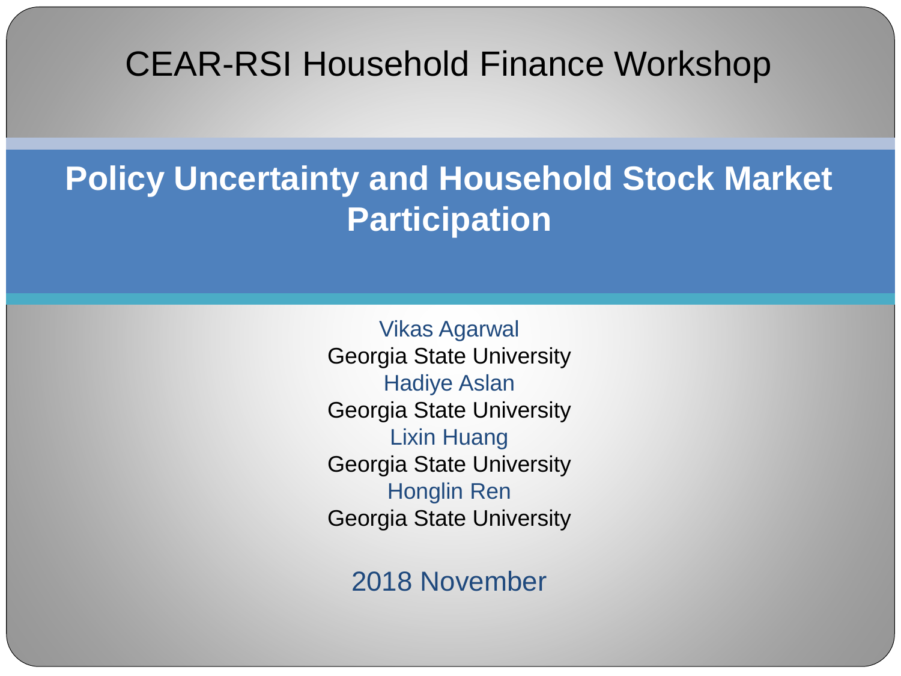CEAR-RSI Household Finance Workshop

# Policy Uncertainty and Household Stock Market Participation

Vikas Agarwal
Georgia State University

Hadiye Aslan
Georgia State University

Lixin Huang
Georgia State University

Honglin Ren
Georgia State University

2018 November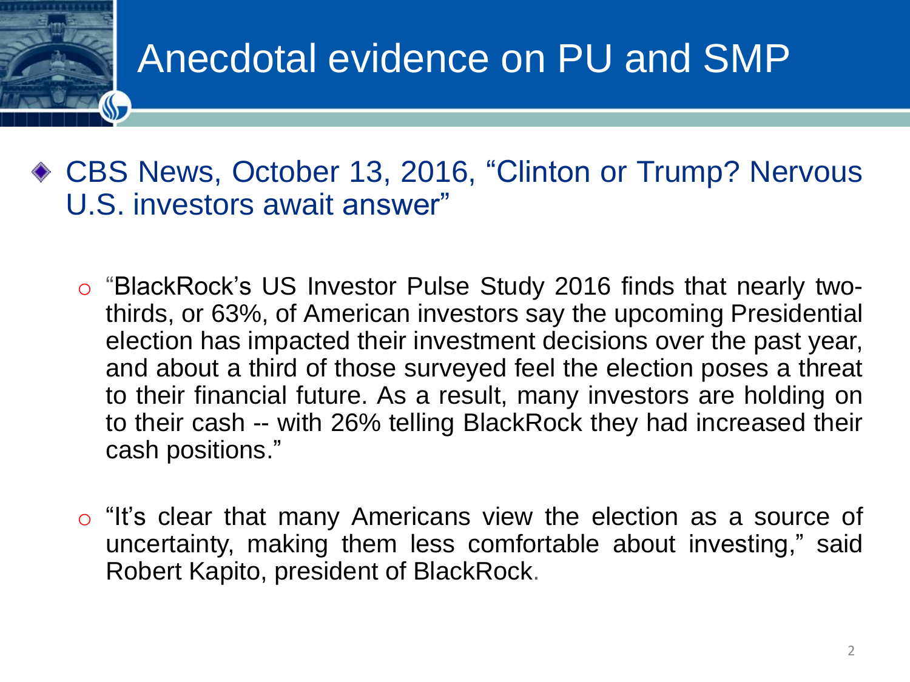# Anecdotal evidence on PU and SMP

- CBS News, October 13, 2016, "Clinton or Trump? Nervous U.S. investors await answer"

  - "BlackRock's US Investor Pulse Study 2016 finds that nearly two-thirds, or 63%, of American investors say the upcoming Presidential election has impacted their investment decisions over the past year, and about a third of those surveyed feel the election poses a threat to their financial future. As a result, many investors are holding on to their cash -- with 26% telling BlackRock they had increased their cash positions."

  - "It's clear that many Americans view the election as a source of uncertainty, making them less comfortable about investing," said Robert Kapito, president of BlackRock.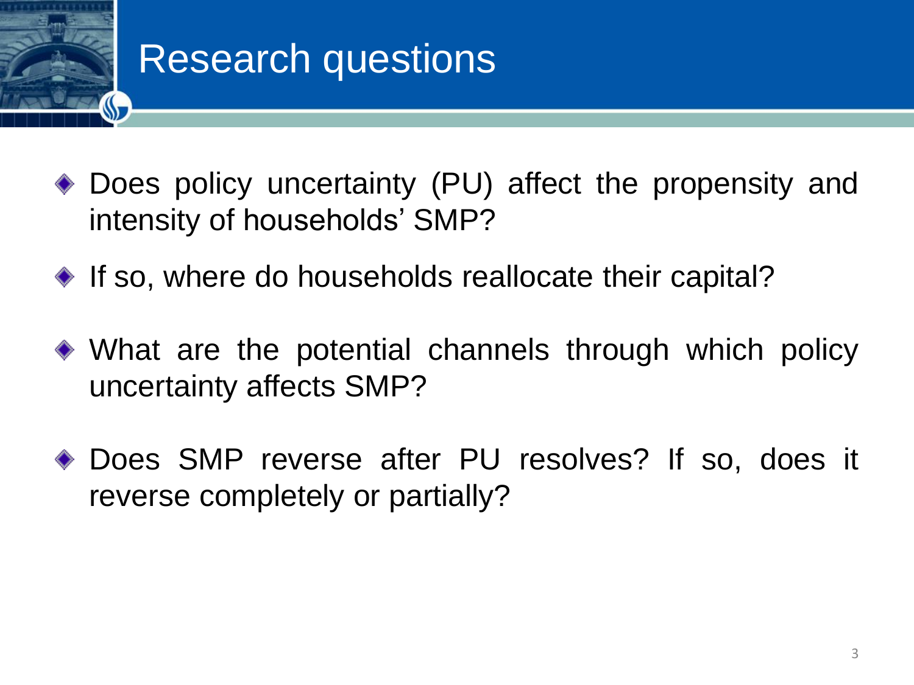# Research questions

- Does policy uncertainty (PU) affect the propensity and intensity of households' SMP?
- If so, where do households reallocate their capital?
- What are the potential channels through which policy uncertainty affects SMP?
- Does SMP reverse after PU resolves? If so, does it reverse completely or partially?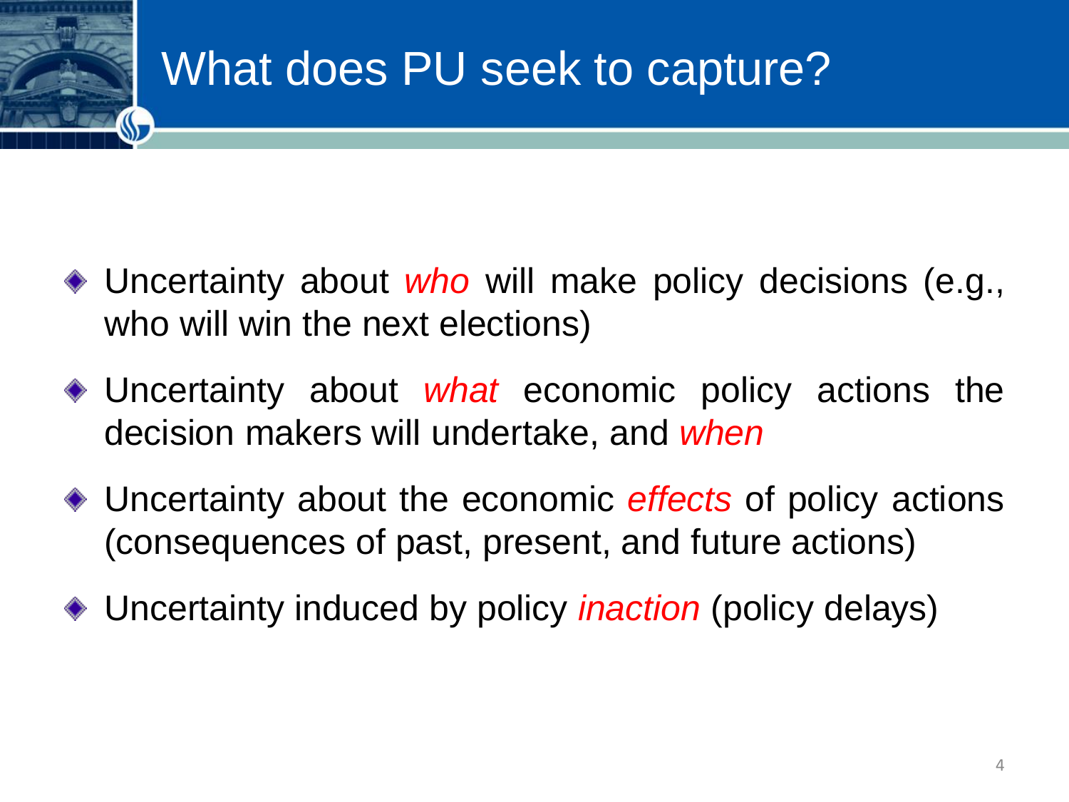# What does PU seek to capture?

- Uncertainty about *who* will make policy decisions (e.g., who will win the next elections)
- Uncertainty about *what* economic policy actions the decision makers will undertake, and *when*
- Uncertainty about the economic *effects* of policy actions (consequences of past, present, and future actions)
- Uncertainty induced by policy *inaction* (policy delays)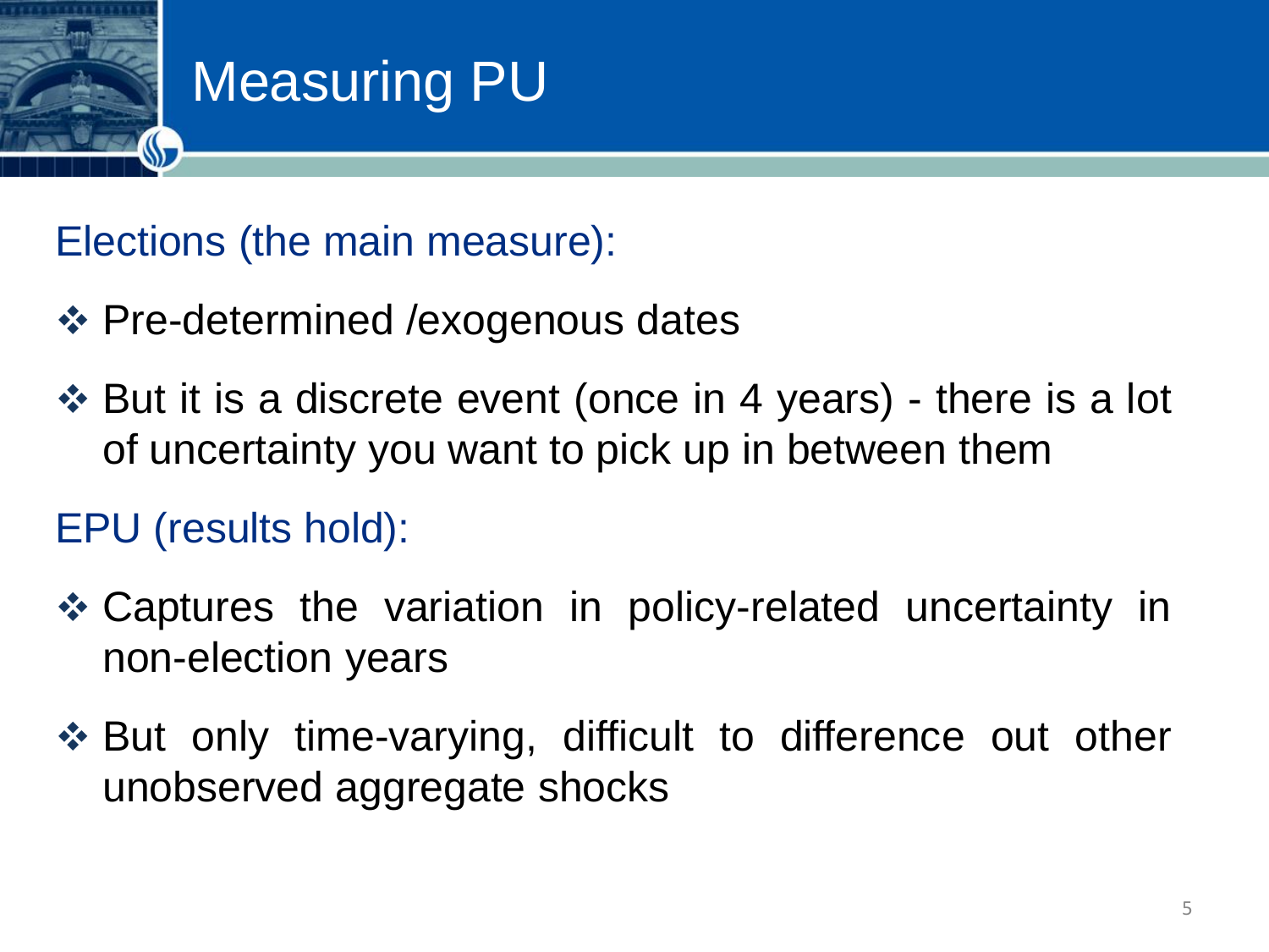# Measuring PU

## Elections (the main measure):

- Pre-determined /exogenous dates
- But it is a discrete event (once in 4 years) - there is a lot of uncertainty you want to pick up in between them

## EPU (results hold):

- Captures the variation in policy-related uncertainty in non-election years
- But only time-varying, difficult to difference out other unobserved aggregate shocks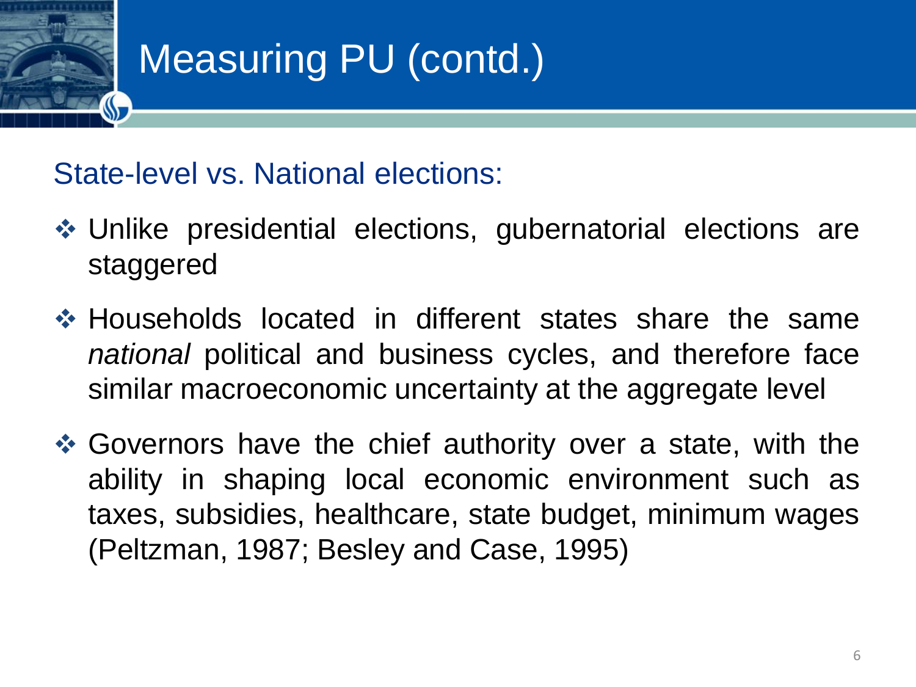# Measuring PU (contd.)

## State-level vs. National elections:

- Unlike presidential elections, gubernatorial elections are staggered
- Households located in different states share the same *national* political and business cycles, and therefore face similar macroeconomic uncertainty at the aggregate level
- Governors have the chief authority over a state, with the ability in shaping local economic environment such as taxes, subsidies, healthcare, state budget, minimum wages (Peltzman, 1987; Besley and Case, 1995)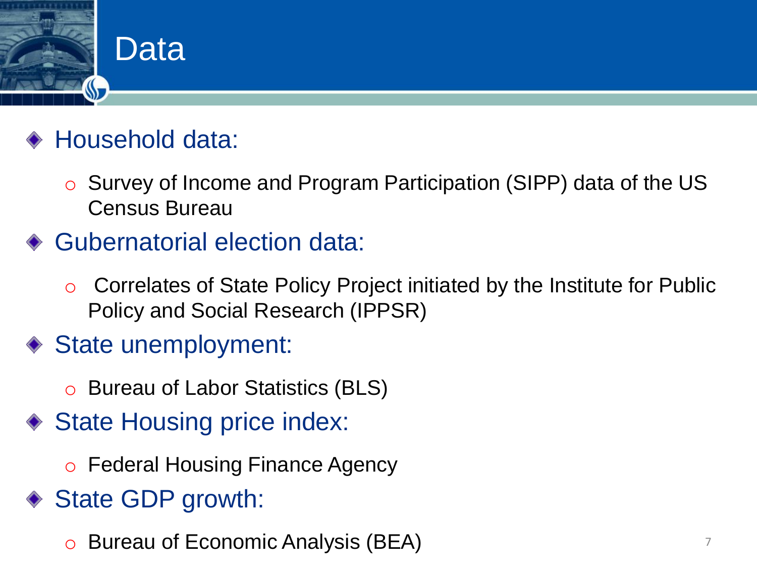# Data

- Household data:
  - Survey of Income and Program Participation (SIPP) data of the US Census Bureau
- Gubernatorial election data:
  - Correlates of State Policy Project initiated by the Institute for Public Policy and Social Research (IPPSR)
- State unemployment:
  - Bureau of Labor Statistics (BLS)
- State Housing price index:
  - Federal Housing Finance Agency
- State GDP growth:
  - Bureau of Economic Analysis (BEA)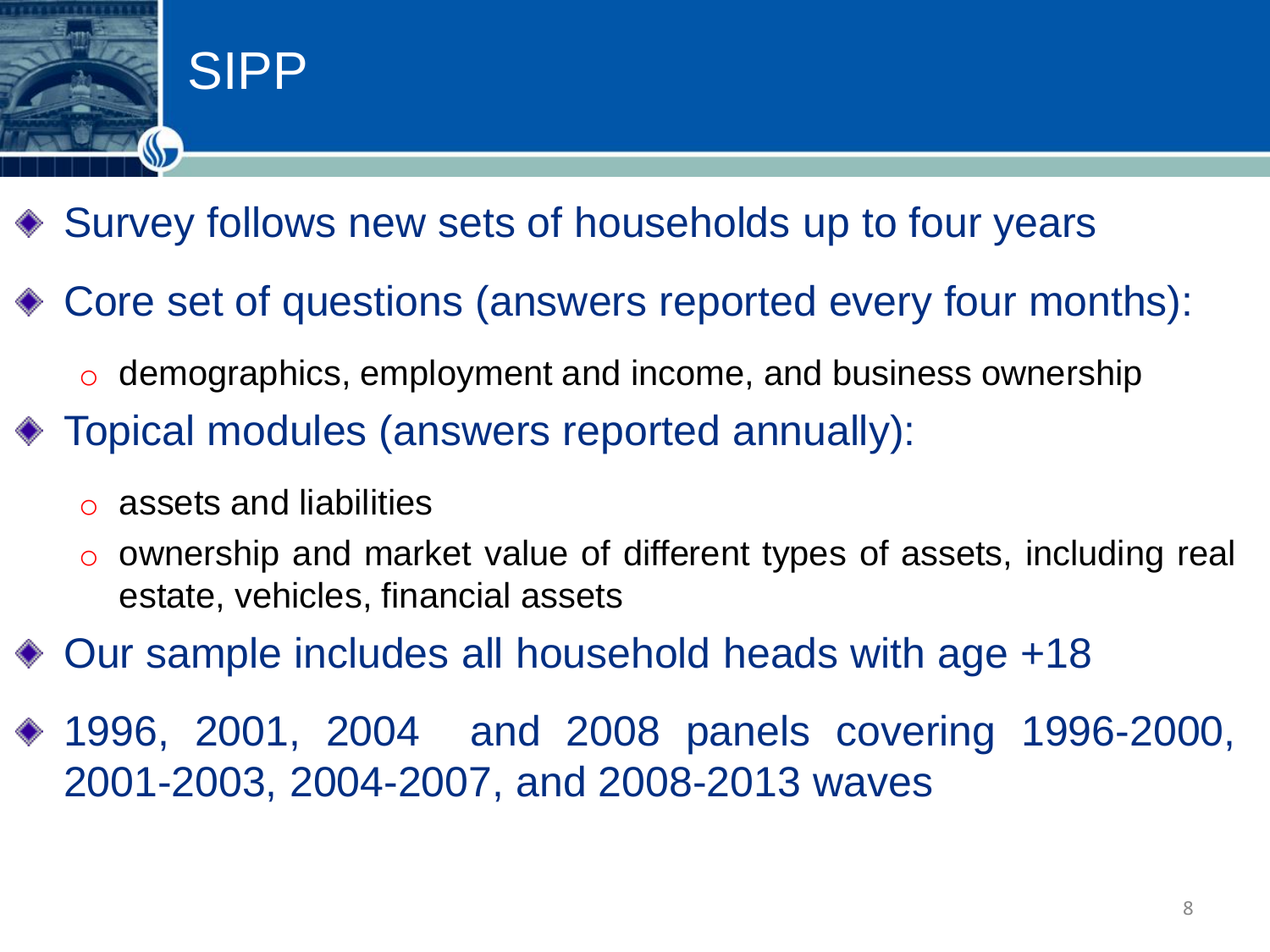# SIPP

- Survey follows new sets of households up to four years
- Core set of questions (answers reported every four months):
  - demographics, employment and income, and business ownership
- Topical modules (answers reported annually):
  - assets and liabilities
  - ownership and market value of different types of assets, including real estate, vehicles, financial assets
- Our sample includes all household heads with age +18
- 1996, 2001, 2004 and 2008 panels covering 1996-2000, 2001-2003, 2004-2007, and 2008-2013 waves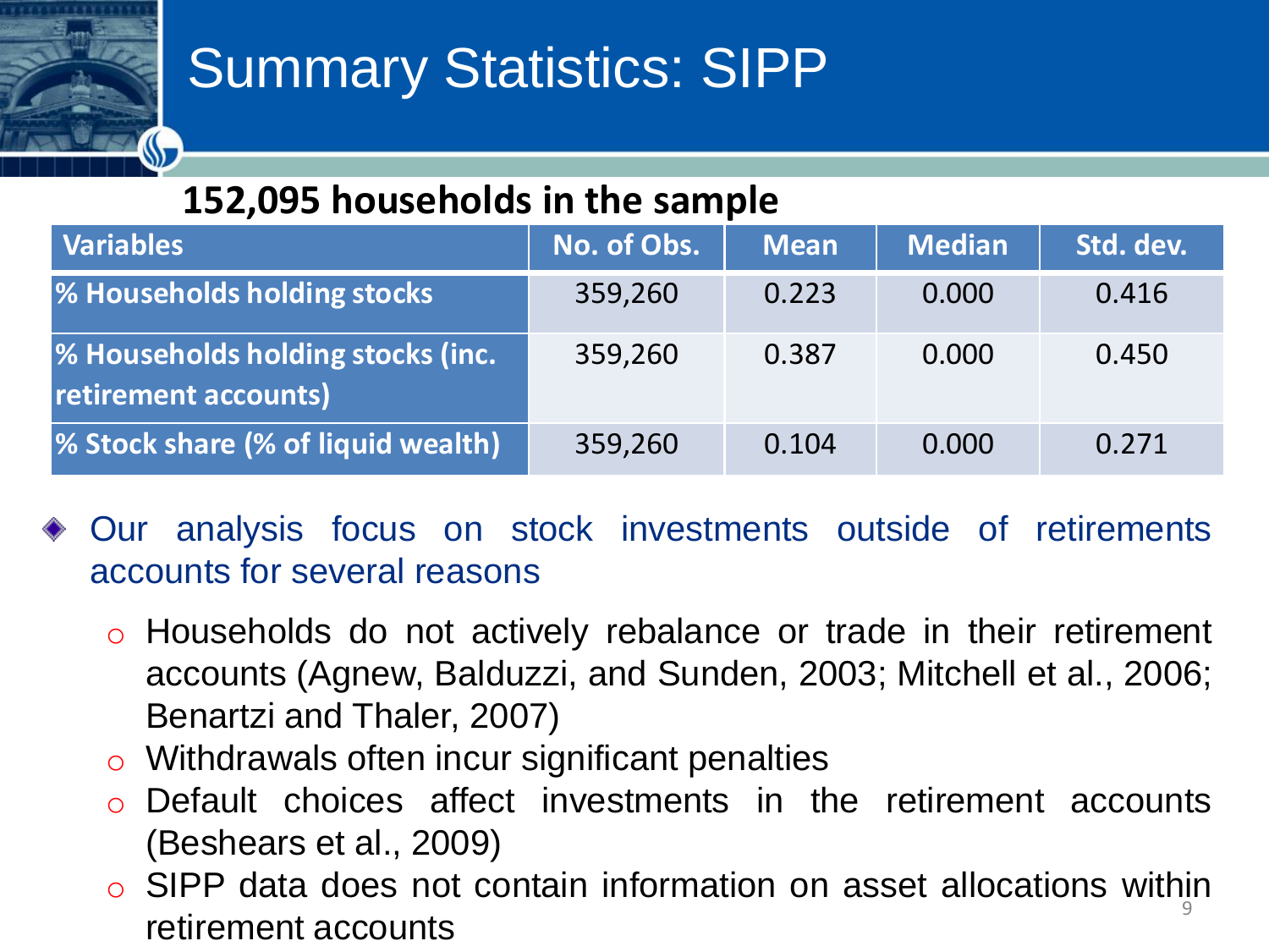# Summary Statistics: SIPP

**152,095 households in the sample**

| Variables | No. of Obs. | Mean | Median | Std. dev. |
|---|---|---|---|---|
| % Households holding stocks | 359,260 | 0.223 | 0.000 | 0.416 |
| % Households holding stocks (inc. retirement accounts) | 359,260 | 0.387 | 0.000 | 0.450 |
| % Stock share (% of liquid wealth) | 359,260 | 0.104 | 0.000 | 0.271 |

- Our analysis focus on stock investments outside of retirements accounts for several reasons
  - Households do not actively rebalance or trade in their retirement accounts (Agnew, Balduzzi, and Sunden, 2003; Mitchell et al., 2006; Benartzi and Thaler, 2007)
  - Withdrawals often incur significant penalties
  - Default choices affect investments in the retirement accounts (Beshears et al., 2009)
  - SIPP data does not contain information on asset allocations within retirement accounts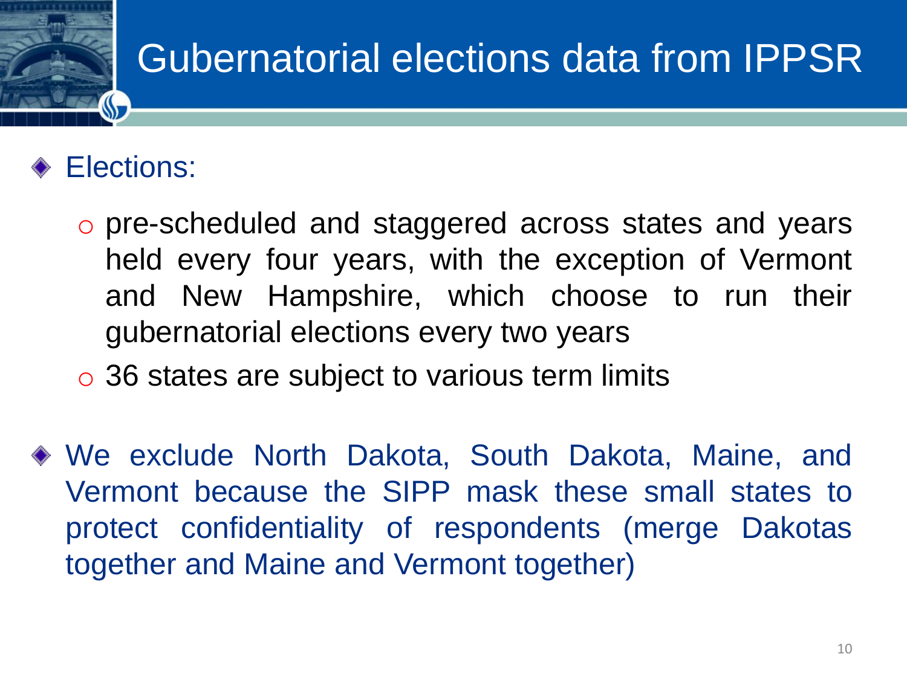# Gubernatorial elections data from IPPSR

- Elections:
  - pre-scheduled and staggered across states and years held every four years, with the exception of Vermont and New Hampshire, which choose to run their gubernatorial elections every two years
  - 36 states are subject to various term limits
- We exclude North Dakota, South Dakota, Maine, and Vermont because the SIPP mask these small states to protect confidentiality of respondents (merge Dakotas together and Maine and Vermont together)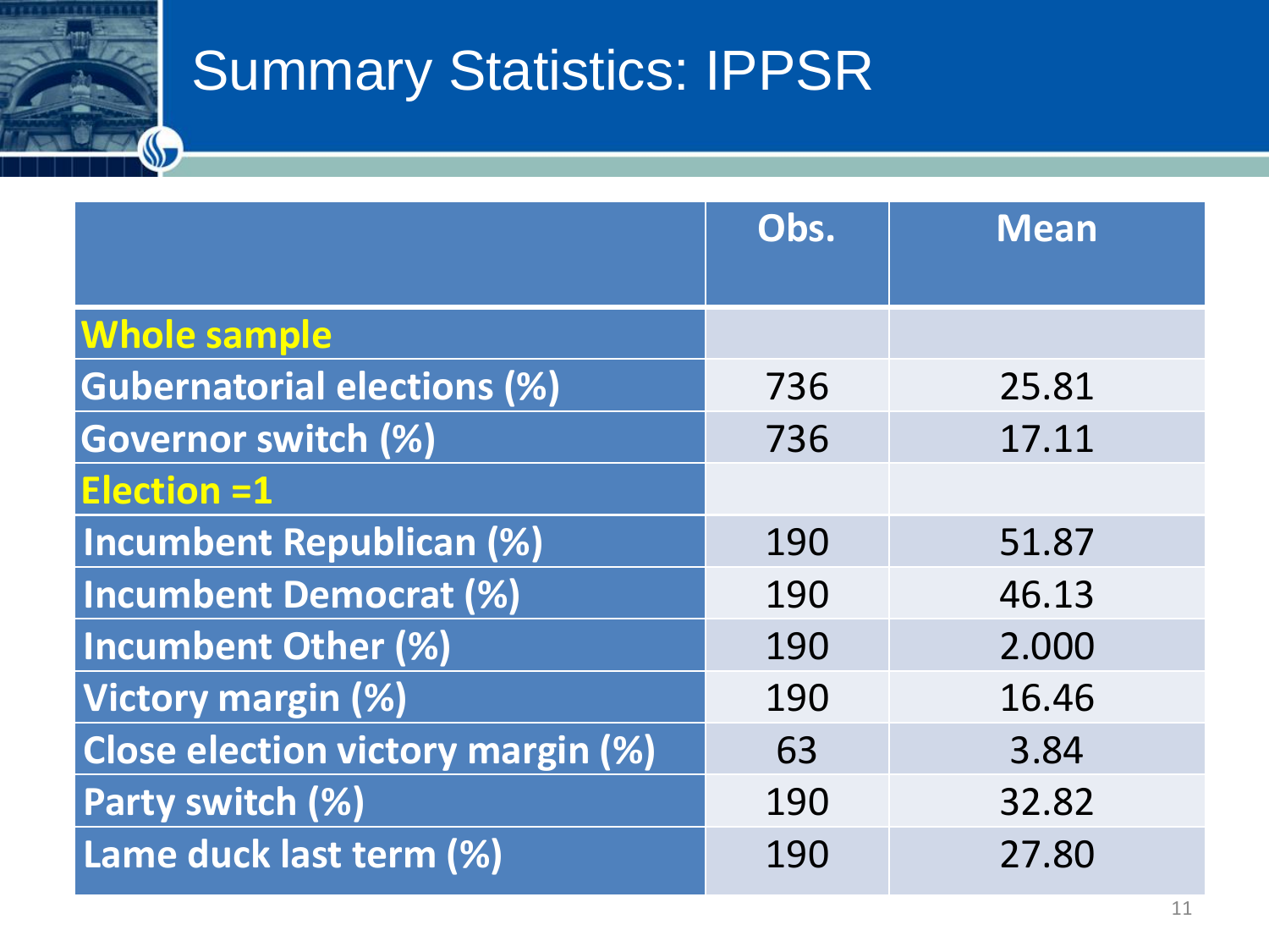# Summary Statistics: IPPSR

| | Obs. | Mean |
|---|---|---|
| **Whole sample** | | |
| **Gubernatorial elections (%)** | 736 | 25.81 |
| **Governor switch (%)** | 736 | 17.11 |
| **Election =1** | | |
| **Incumbent Republican (%)** | 190 | 51.87 |
| **Incumbent Democrat (%)** | 190 | 46.13 |
| **Incumbent Other (%)** | 190 | 2.000 |
| **Victory margin (%)** | 190 | 16.46 |
| **Close election victory margin (%)** | 63 | 3.84 |
| **Party switch (%)** | 190 | 32.82 |
| **Lame duck last term (%)** | 190 | 27.80 |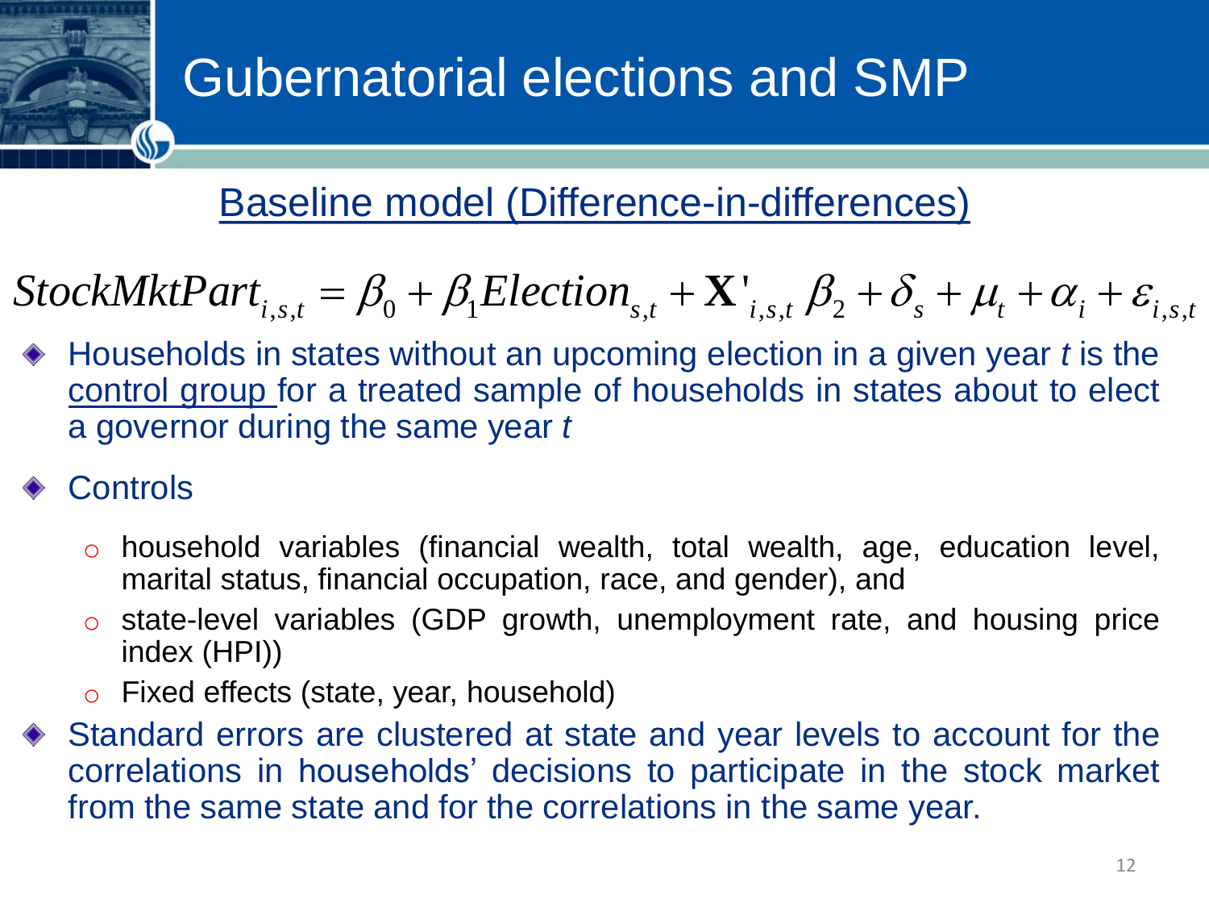# Gubernatorial elections and SMP

## Baseline model (Difference-in-differences)

$$StockMktPart_{i,s,t} = \beta_0 + \beta_1 Election_{s,t} + \mathbf{X}'_{i,s,t}\beta_2 + \delta_s + \mu_t + \alpha_i + \varepsilon_{i,s,t}$$

- Households in states without an upcoming election in a given year $t$ is the control group for a treated sample of households in states about to elect a governor during the same year $t$
- Controls
  - household variables (financial wealth, total wealth, age, education level, marital status, financial occupation, race, and gender), and
  - state-level variables (GDP growth, unemployment rate, and housing price index (HPI))
  - Fixed effects (state, year, household)
- Standard errors are clustered at state and year levels to account for the correlations in households' decisions to participate in the stock market from the same state and for the correlations in the same year.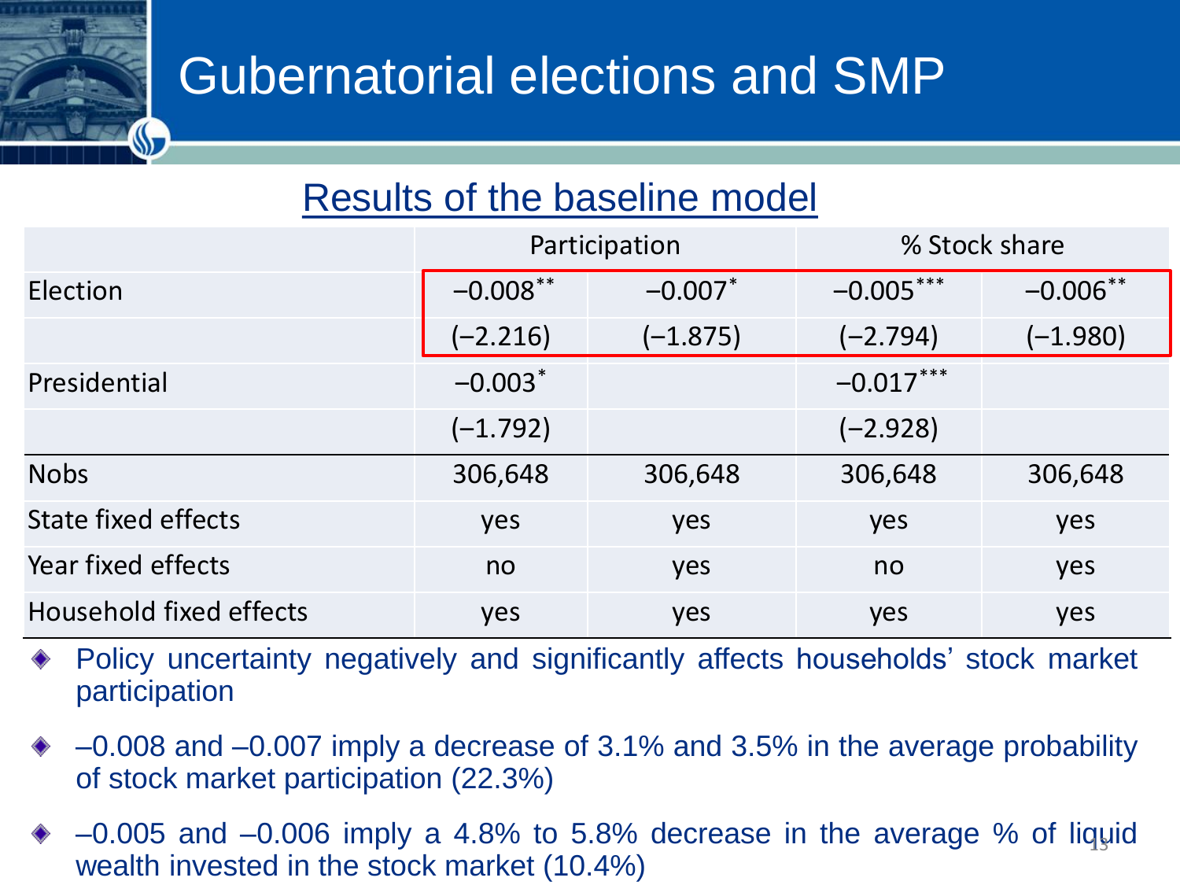# Gubernatorial elections and SMP

## Results of the baseline model

| | Participation | | % Stock share | |
|---|---|---|---|---|
| Election | −0.008** | −0.007* | −0.005*** | −0.006** |
| | (−2.216) | (−1.875) | (−2.794) | (−1.980) |
| Presidential | −0.003* | | −0.017*** | |
| | (−1.792) | | (−2.928) | |
| Nobs | 306,648 | 306,648 | 306,648 | 306,648 |
| State fixed effects | yes | yes | yes | yes |
| Year fixed effects | no | yes | no | yes |
| Household fixed effects | yes | yes | yes | yes |

- Policy uncertainty negatively and significantly affects households' stock market participation
- –0.008 and –0.007 imply a decrease of 3.1% and 3.5% in the average probability of stock market participation (22.3%)
- –0.005 and –0.006 imply a 4.8% to 5.8% decrease in the average % of liquid wealth invested in the stock market (10.4%)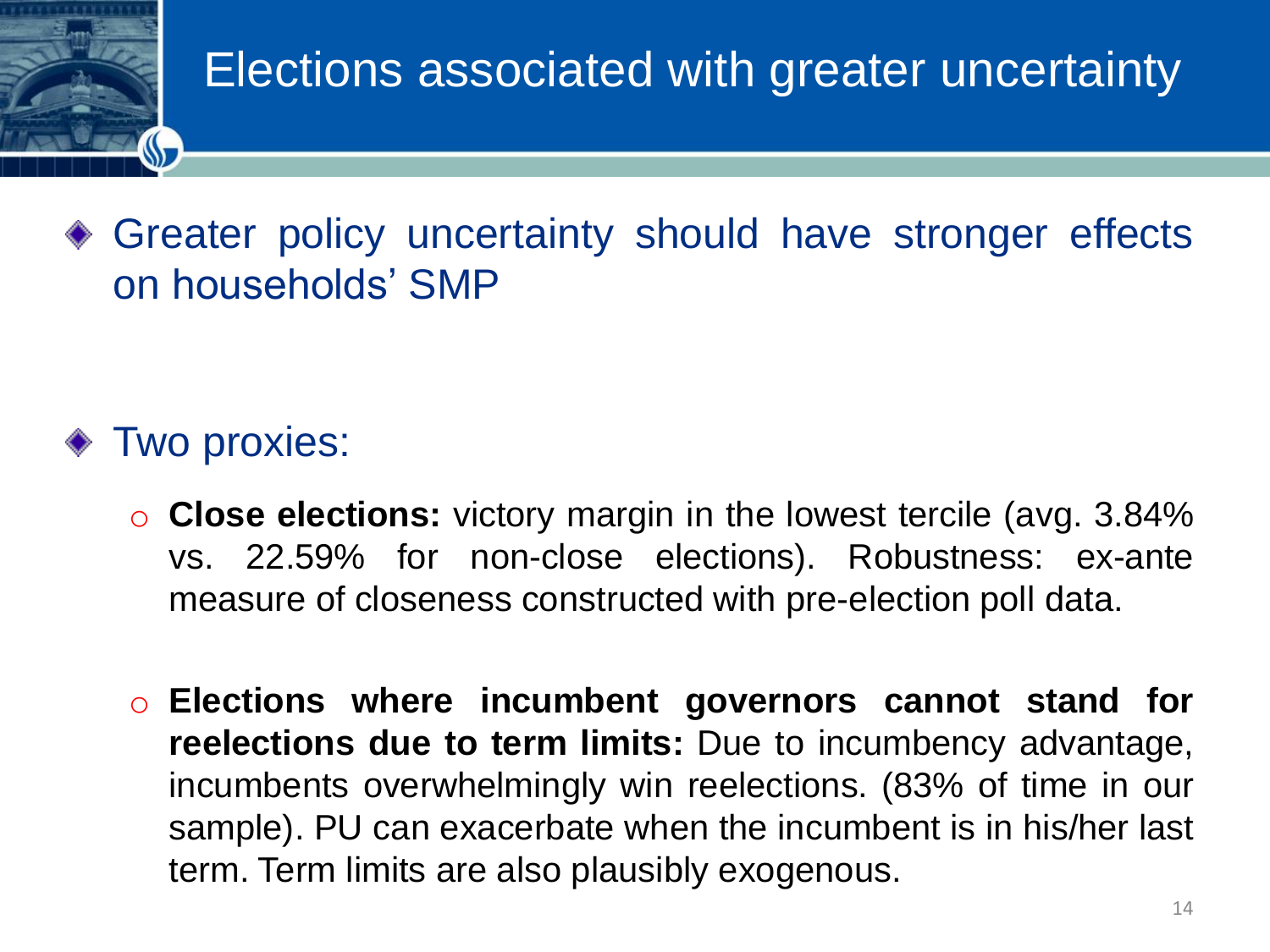# Elections associated with greater uncertainty

- Greater policy uncertainty should have stronger effects on households' SMP

- Two proxies:
  - **Close elections:** victory margin in the lowest tercile (avg. 3.84% vs. 22.59% for non-close elections). Robustness: ex-ante measure of closeness constructed with pre-election poll data.
  - **Elections where incumbent governors cannot stand for reelections due to term limits:** Due to incumbency advantage, incumbents overwhelmingly win reelections. (83% of time in our sample). PU can exacerbate when the incumbent is in his/her last term. Term limits are also plausibly exogenous.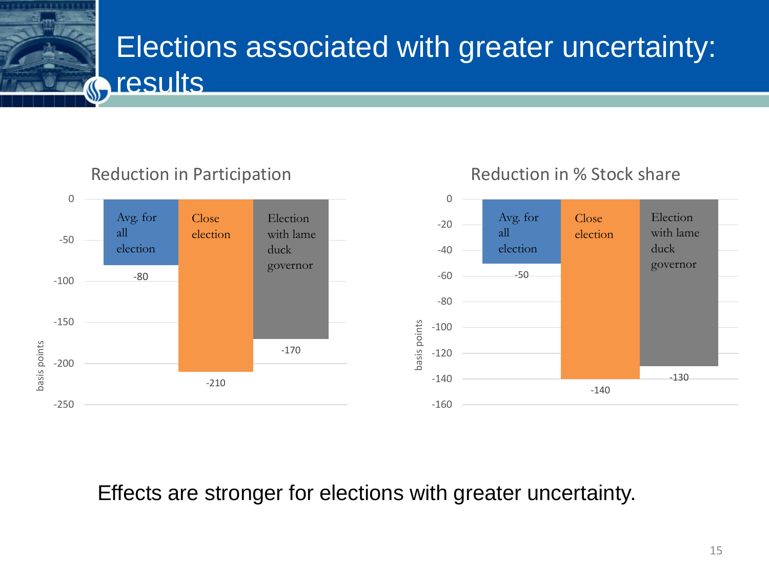# Elections associated with greater uncertainty: results

**Reduction in Participation** (basis points)

| | Avg. for all election | Close election | Election with lame duck governor |
|---|---|---|---|
| Reduction in Participation | -80 | -210 | -170 |

**Reduction in % Stock share** (basis points)

| | Avg. for all election | Close election | Election with lame duck governor |
|---|---|---|---|
| Reduction in % Stock share | -50 | -140 | -130 |

Effects are stronger for elections with greater uncertainty.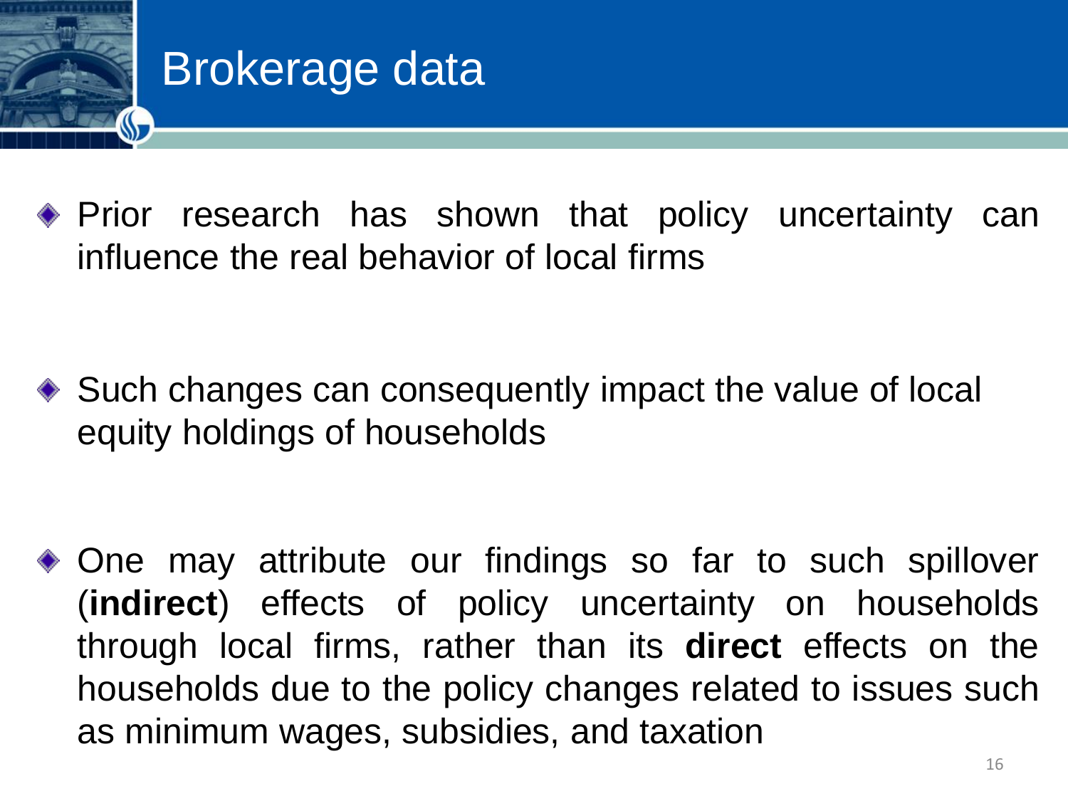# Brokerage data

- Prior research has shown that policy uncertainty can influence the real behavior of local firms

- Such changes can consequently impact the value of local equity holdings of households

- One may attribute our findings so far to such spillover (**indirect**) effects of policy uncertainty on households through local firms, rather than its **direct** effects on the households due to the policy changes related to issues such as minimum wages, subsidies, and taxation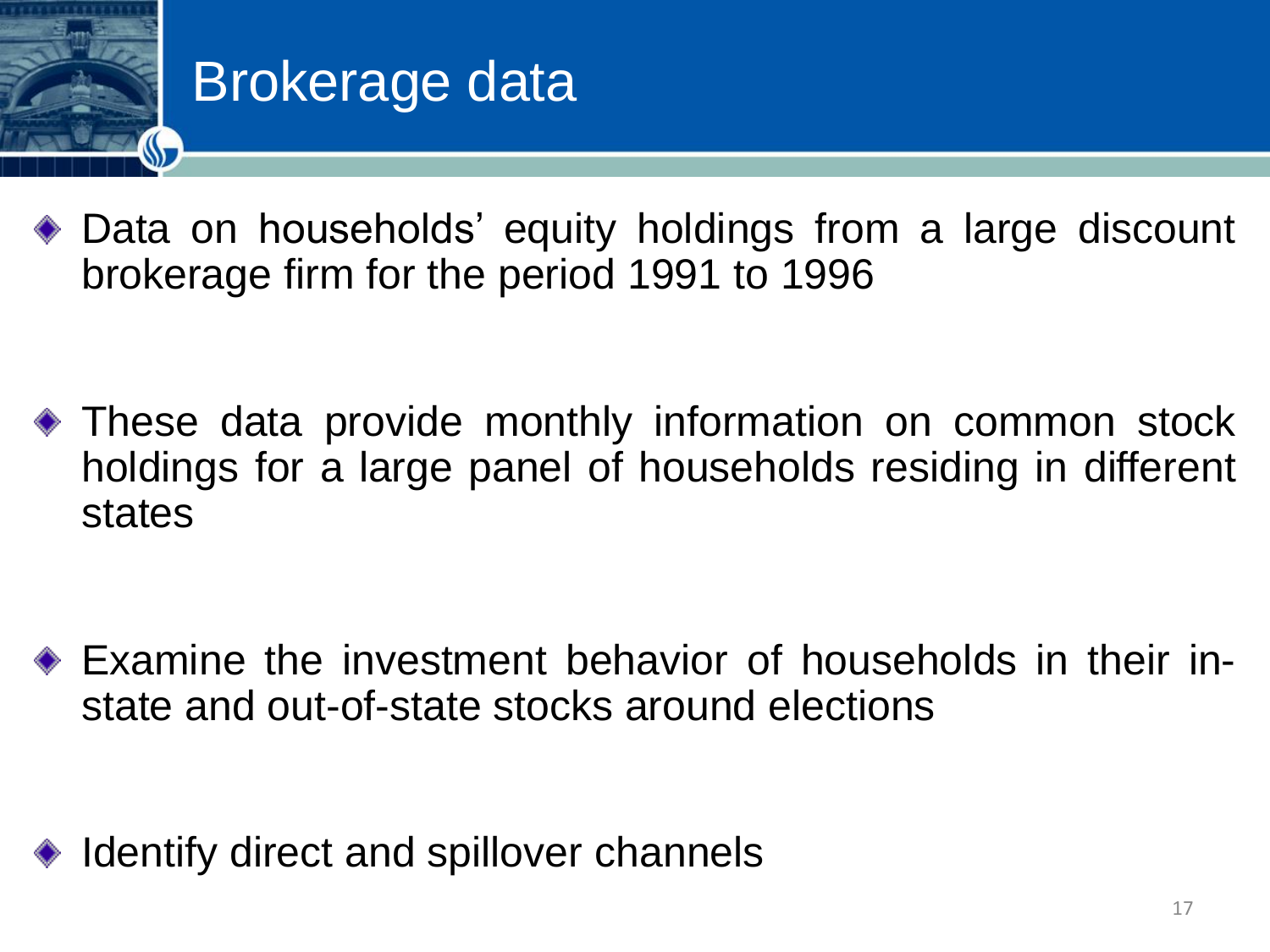# Brokerage data

- Data on households' equity holdings from a large discount brokerage firm for the period 1991 to 1996

- These data provide monthly information on common stock holdings for a large panel of households residing in different states

- Examine the investment behavior of households in their in-state and out-of-state stocks around elections

- Identify direct and spillover channels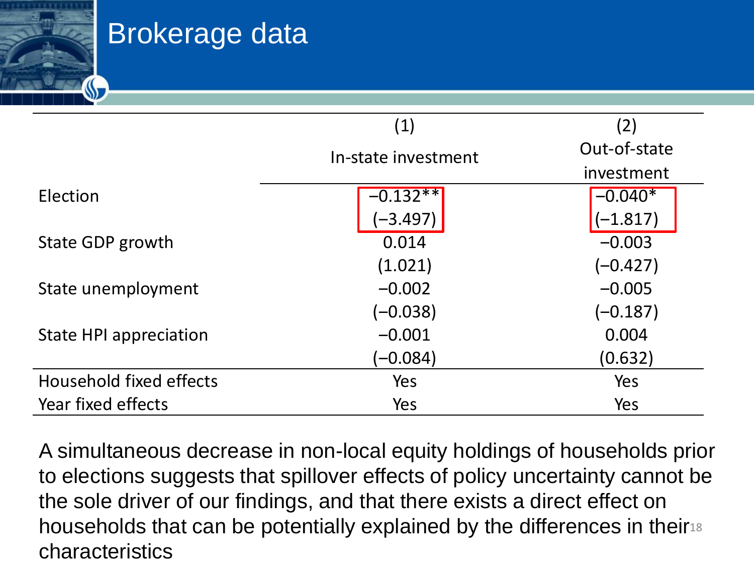# Brokerage data

| | (1) In-state investment | (2) Out-of-state investment |
|---|---|---|
| Election | −0.132** | −0.040* |
| | (−3.497) | (−1.817) |
| State GDP growth | 0.014 | −0.003 |
| | (1.021) | (−0.427) |
| State unemployment | −0.002 | −0.005 |
| | (−0.038) | (−0.187) |
| State HPI appreciation | −0.001 | 0.004 |
| | (−0.084) | (0.632) |
| Household fixed effects | Yes | Yes |
| Year fixed effects | Yes | Yes |

A simultaneous decrease in non-local equity holdings of households prior to elections suggests that spillover effects of policy uncertainty cannot be the sole driver of our findings, and that there exists a direct effect on households that can be potentially explained by the differences in their characteristics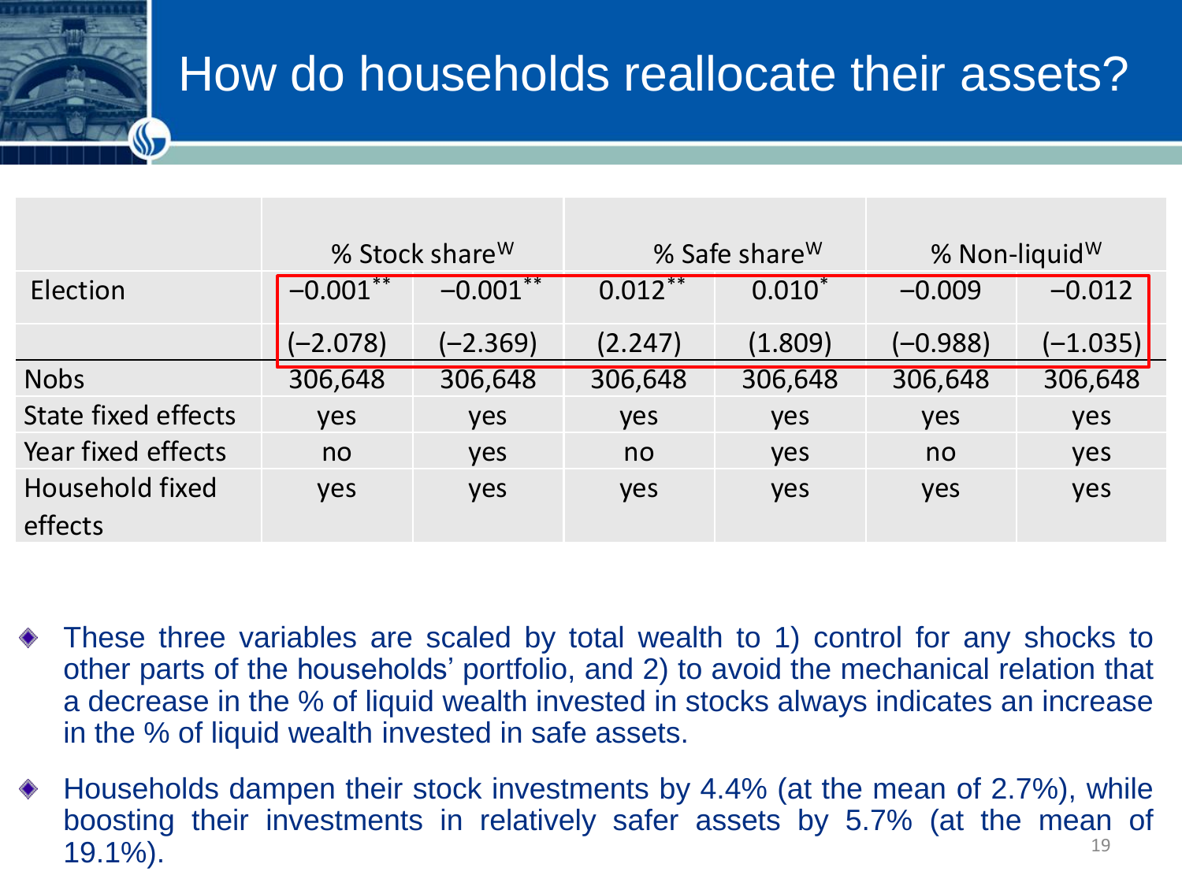# How do households reallocate their assets?

| | % Stock share$^{W}$ | | % Safe share$^{W}$ | | % Non-liquid$^{W}$ | |
|---|---|---|---|---|---|---|
| Election | −0.001** | −0.001** | 0.012** | 0.010* | −0.009 | −0.012 |
| | (−2.078) | (−2.369) | (2.247) | (1.809) | (−0.988) | (−1.035) |
| Nobs | 306,648 | 306,648 | 306,648 | 306,648 | 306,648 | 306,648 |
| State fixed effects | yes | yes | yes | yes | yes | yes |
| Year fixed effects | no | yes | no | yes | no | yes |
| Household fixed effects | yes | yes | yes | yes | yes | yes |

- These three variables are scaled by total wealth to 1) control for any shocks to other parts of the households' portfolio, and 2) to avoid the mechanical relation that a decrease in the % of liquid wealth invested in stocks always indicates an increase in the % of liquid wealth invested in safe assets.
- Households dampen their stock investments by 4.4% (at the mean of 2.7%), while boosting their investments in relatively safer assets by 5.7% (at the mean of 19.1%).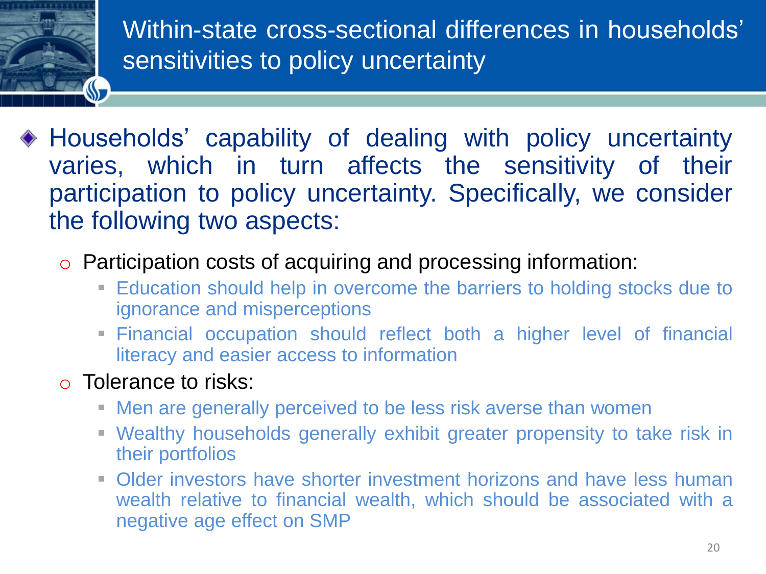# Within-state cross-sectional differences in households' sensitivities to policy uncertainty

- Households' capability of dealing with policy uncertainty varies, which in turn affects the sensitivity of their participation to policy uncertainty. Specifically, we consider the following two aspects:
  - Participation costs of acquiring and processing information:
    - Education should help in overcome the barriers to holding stocks due to ignorance and misperceptions
    - Financial occupation should reflect both a higher level of financial literacy and easier access to information
  - Tolerance to risks:
    - Men are generally perceived to be less risk averse than women
    - Wealthy households generally exhibit greater propensity to take risk in their portfolios
    - Older investors have shorter investment horizons and have less human wealth relative to financial wealth, which should be associated with a negative age effect on SMP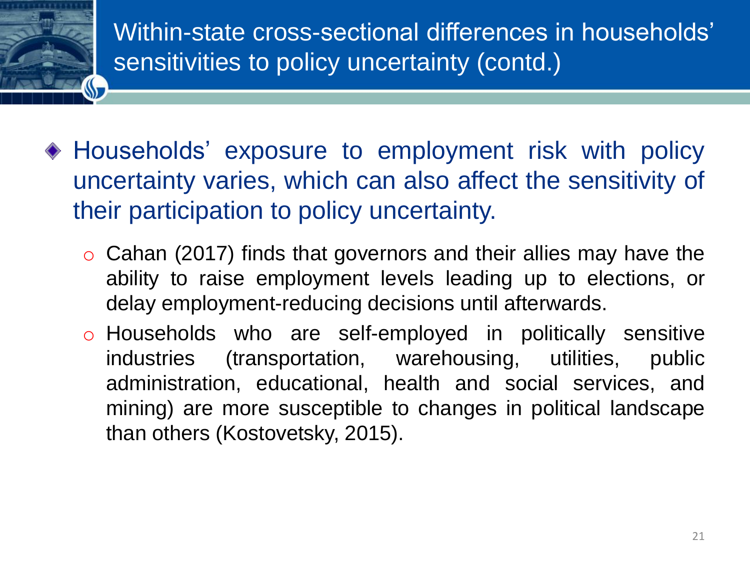# Within-state cross-sectional differences in households' sensitivities to policy uncertainty (contd.)

- Households' exposure to employment risk with policy uncertainty varies, which can also affect the sensitivity of their participation to policy uncertainty.
  - Cahan (2017) finds that governors and their allies may have the ability to raise employment levels leading up to elections, or delay employment-reducing decisions until afterwards.
  - Households who are self-employed in politically sensitive industries (transportation, warehousing, utilities, public administration, educational, health and social services, and mining) are more susceptible to changes in political landscape than others (Kostovetsky, 2015).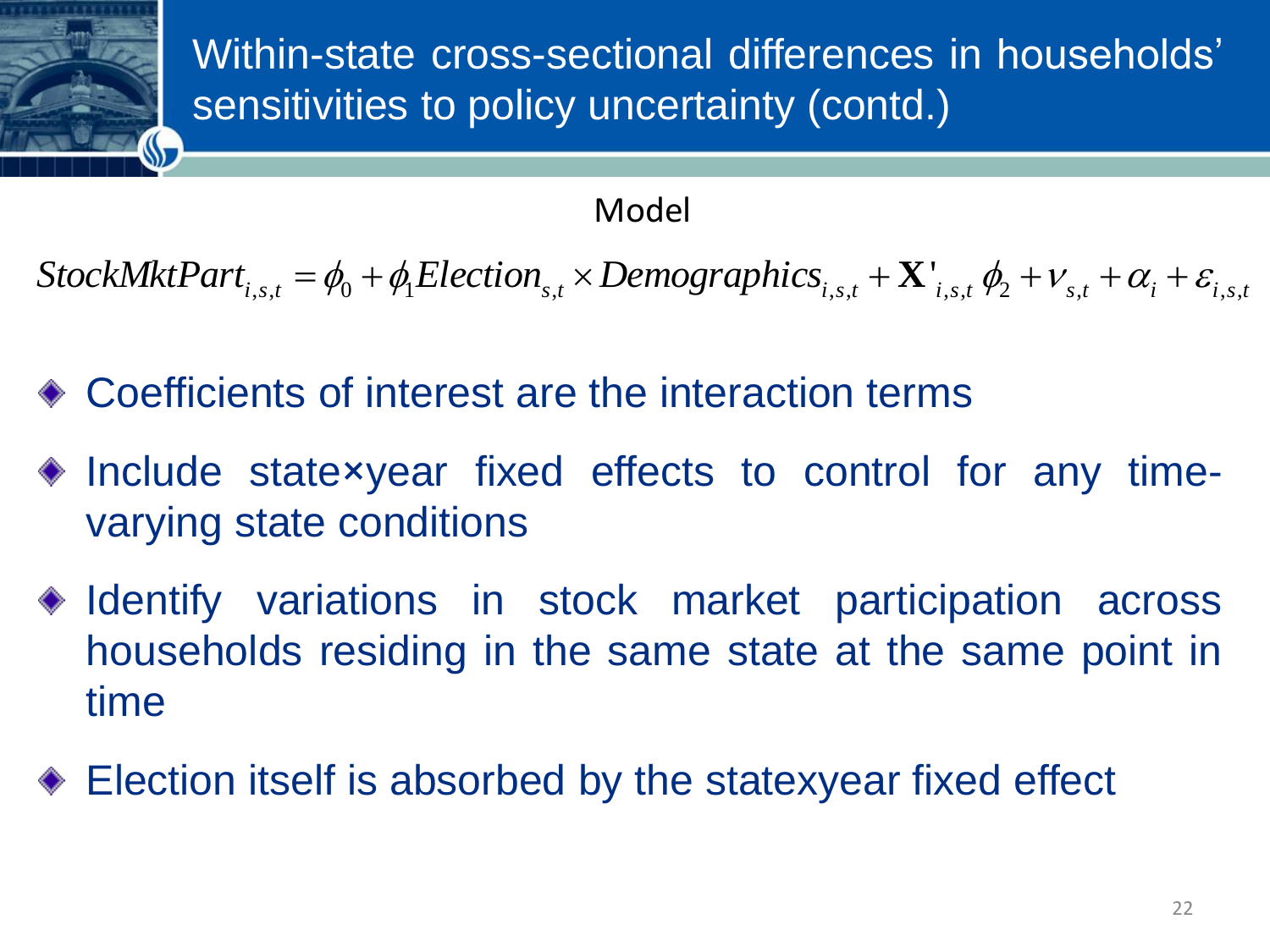# Within-state cross-sectional differences in households' sensitivities to policy uncertainty (contd.)

Model

$$StockMktPart_{i,s,t} = \phi_0 + \phi_1 Election_{s,t} \times Demographics_{i,s,t} + \mathbf{X}'_{i,s,t}\,\phi_2 + \nu_{s,t} + \alpha_i + \varepsilon_{i,s,t}$$

- Coefficients of interest are the interaction terms
- Include state×year fixed effects to control for any time-varying state conditions
- Identify variations in stock market participation across households residing in the same state at the same point in time
- Election itself is absorbed by the statexyear fixed effect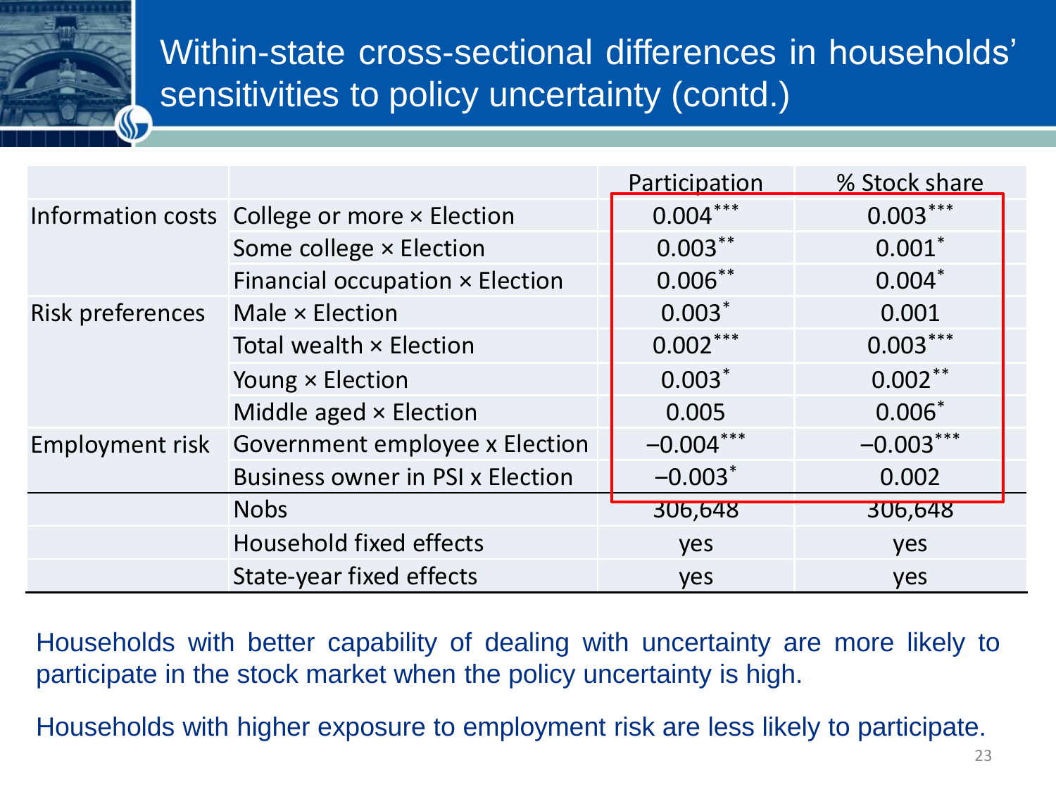# Within-state cross-sectional differences in households' sensitivities to policy uncertainty (contd.)

| | | Participation | % Stock share |
|---|---|---|---|
| Information costs | College or more × Election | 0.004*** | 0.003*** |
| | Some college × Election | 0.003** | 0.001* |
| | Financial occupation × Election | 0.006** | 0.004* |
| Risk preferences | Male × Election | 0.003* | 0.001 |
| | Total wealth × Election | 0.002*** | 0.003*** |
| | Young × Election | 0.003* | 0.002** |
| | Middle aged × Election | 0.005 | 0.006* |
| Employment risk | Government employee x Election | −0.004*** | −0.003*** |
| | Business owner in PSI x Election | −0.003* | 0.002 |
| | Nobs | 306,648 | 306,648 |
| | Household fixed effects | yes | yes |
| | State-year fixed effects | yes | yes |

Households with better capability of dealing with uncertainty are more likely to participate in the stock market when the policy uncertainty is high.

Households with higher exposure to employment risk are less likely to participate.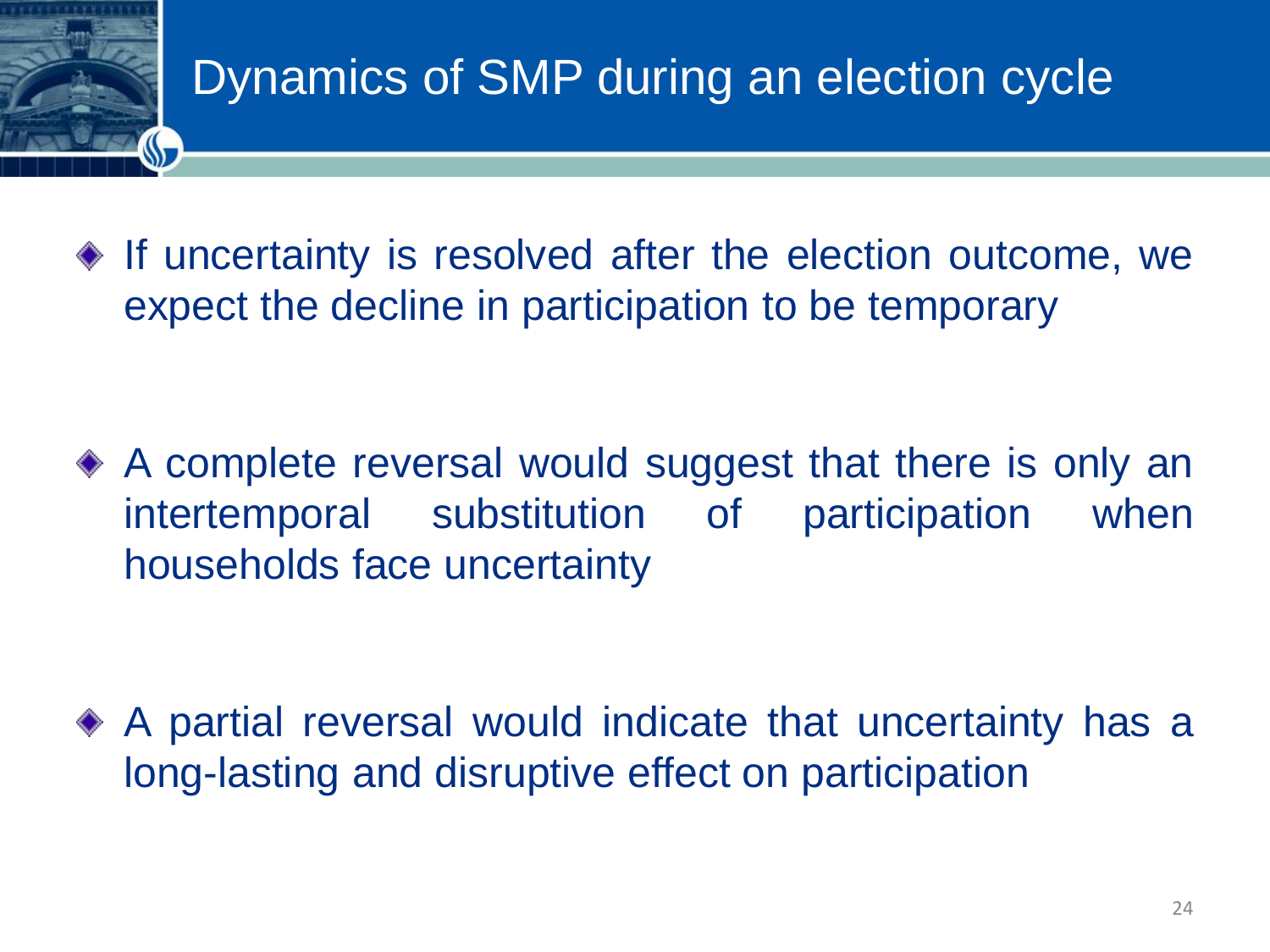# Dynamics of SMP during an election cycle

- If uncertainty is resolved after the election outcome, we expect the decline in participation to be temporary
- A complete reversal would suggest that there is only an intertemporal substitution of participation when households face uncertainty
- A partial reversal would indicate that uncertainty has a long-lasting and disruptive effect on participation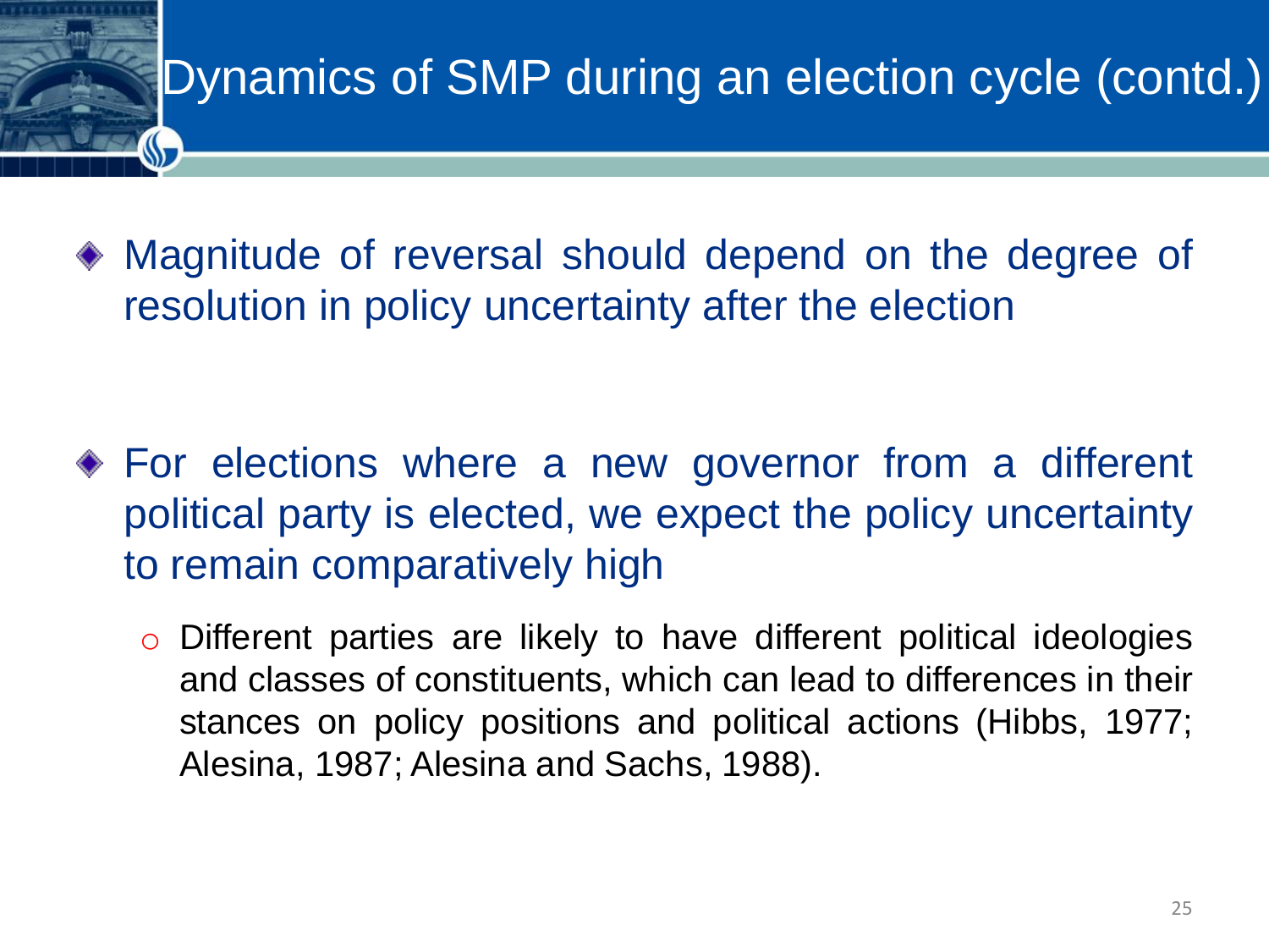# Dynamics of SMP during an election cycle (contd.)

- Magnitude of reversal should depend on the degree of resolution in policy uncertainty after the election

- For elections where a new governor from a different political party is elected, we expect the policy uncertainty to remain comparatively high
  - Different parties are likely to have different political ideologies and classes of constituents, which can lead to differences in their stances on policy positions and political actions (Hibbs, 1977; Alesina, 1987; Alesina and Sachs, 1988).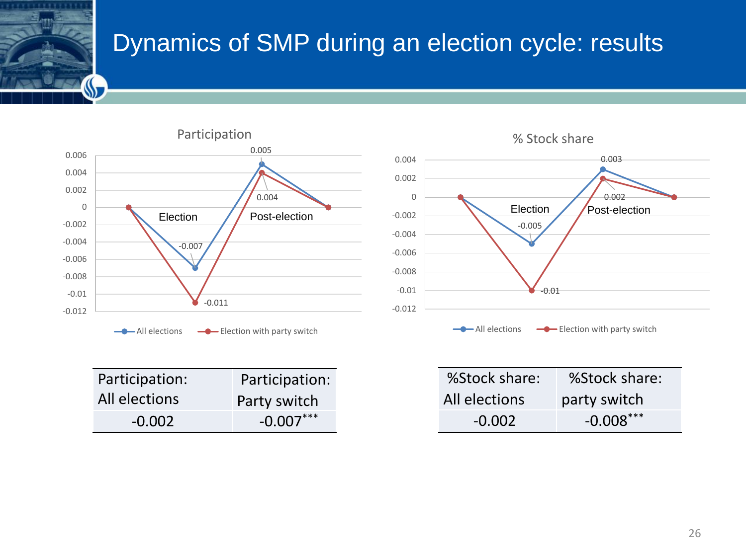# Dynamics of SMP during an election cycle: results

**Participation**

| | Start | Election | Post-election | End |
|---|---|---|---|---|
| All elections | 0 | -0.007 | 0.005 | 0 |
| Election with party switch | 0 | -0.011 | 0.004 | 0 |

**% Stock share**

| | Start | Election | Post-election | End |
|---|---|---|---|---|
| All elections | 0 | -0.005 | 0.003 | 0 |
| Election with party switch | 0 | -0.01 | 0.002 | 0 |

| Participation: All elections | Participation: Party switch |
|---|---|
| -0.002 | -0.007*** |

| %Stock share: All elections | %Stock share: party switch |
|---|---|
| -0.002 | -0.008*** |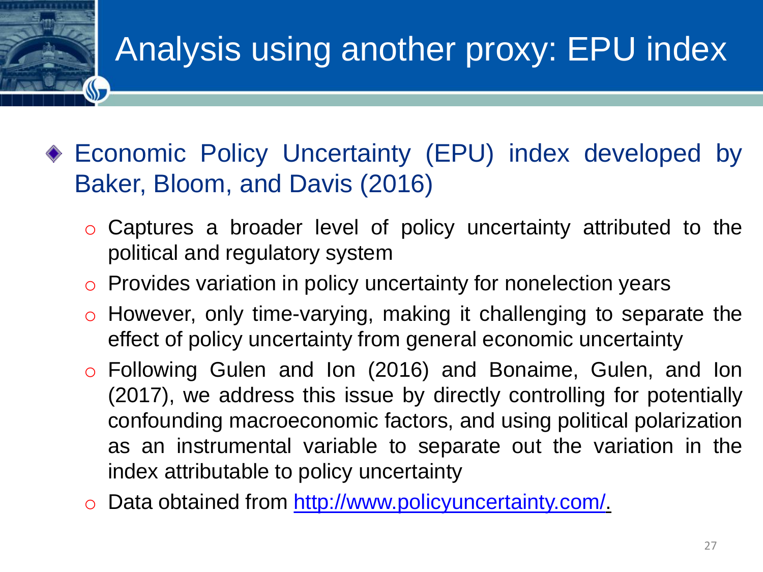# Analysis using another proxy: EPU index

- Economic Policy Uncertainty (EPU) index developed by Baker, Bloom, and Davis (2016)
  - Captures a broader level of policy uncertainty attributed to the political and regulatory system
  - Provides variation in policy uncertainty for nonelection years
  - However, only time-varying, making it challenging to separate the effect of policy uncertainty from general economic uncertainty
  - Following Gulen and Ion (2016) and Bonaime, Gulen, and Ion (2017), we address this issue by directly controlling for potentially confounding macroeconomic factors, and using political polarization as an instrumental variable to separate out the variation in the index attributable to policy uncertainty
  - Data obtained from [http://www.policyuncertainty.com/](http://www.policyuncertainty.com/).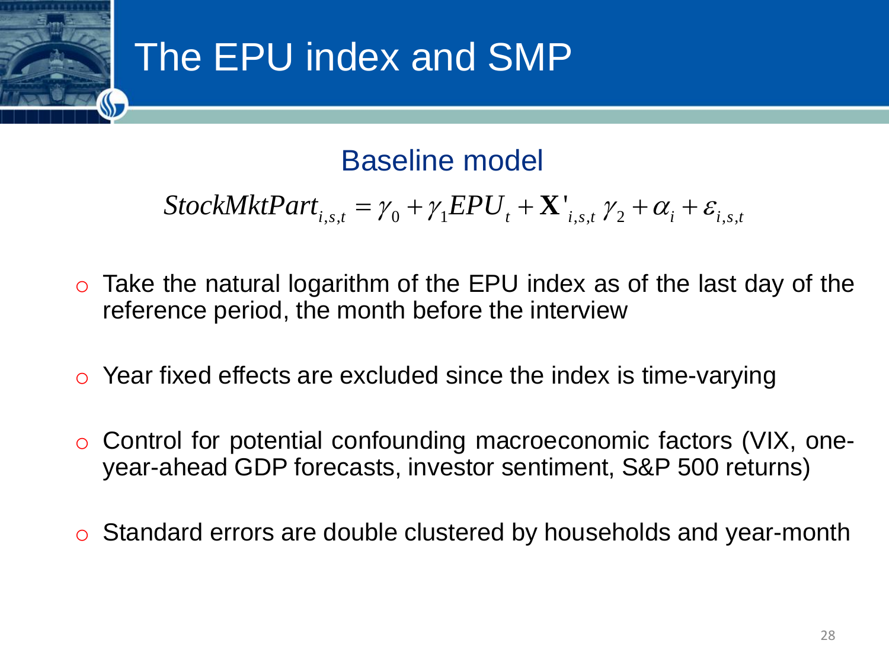# The EPU index and SMP

## Baseline model

$$StockMktPart_{i,s,t} = \gamma_0 + \gamma_1 EPU_t + \mathbf{X}'_{i,s,t}\gamma_2 + \alpha_i + \varepsilon_{i,s,t}$$

- Take the natural logarithm of the EPU index as of the last day of the reference period, the month before the interview
- Year fixed effects are excluded since the index is time-varying
- Control for potential confounding macroeconomic factors (VIX, one-year-ahead GDP forecasts, investor sentiment, S&P 500 returns)
- Standard errors are double clustered by households and year-month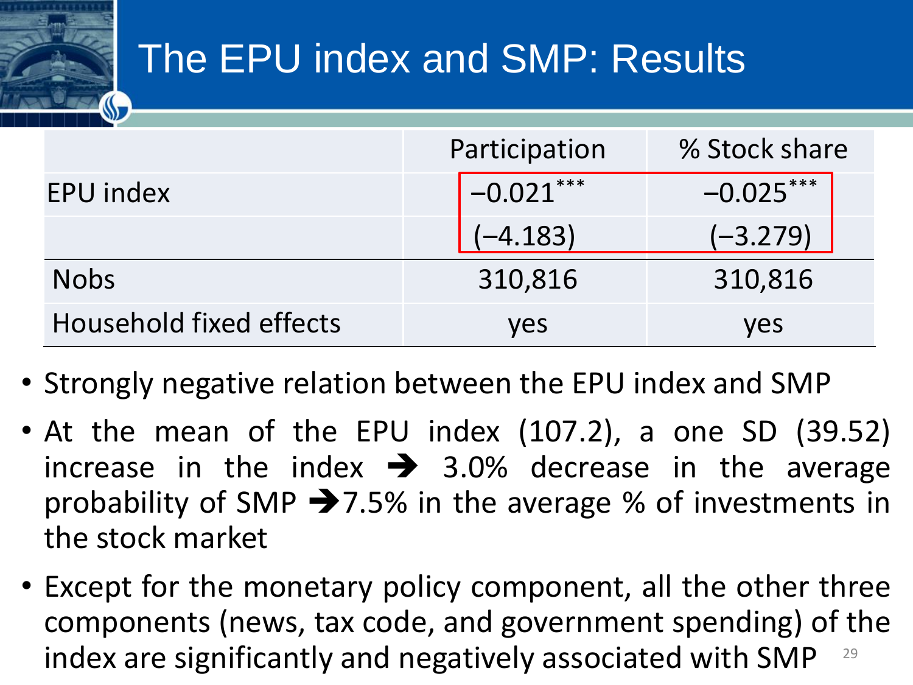# The EPU index and SMP: Results

| | Participation | % Stock share |
|---|---|---|
| EPU index | $-0.021^{***}$ | $-0.025^{***}$ |
| | (−4.183) | (−3.279) |
| Nobs | 310,816 | 310,816 |
| Household fixed effects | yes | yes |

- Strongly negative relation between the EPU index and SMP
- At the mean of the EPU index (107.2), a one SD (39.52) increase in the index ➔ 3.0% decrease in the average probability of SMP ➔7.5% in the average % of investments in the stock market
- Except for the monetary policy component, all the other three components (news, tax code, and government spending) of the index are significantly and negatively associated with SMP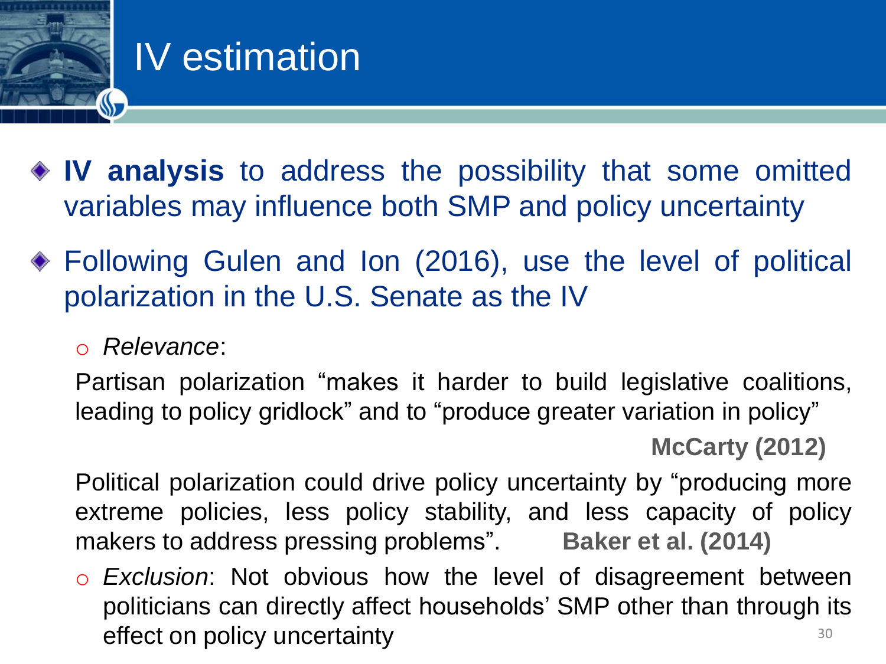# IV estimation

- **IV analysis** to address the possibility that some omitted variables may influence both SMP and policy uncertainty
- Following Gulen and Ion (2016), use the level of political polarization in the U.S. Senate as the IV
  - *Relevance*:

    Partisan polarization "makes it harder to build legislative coalitions, leading to policy gridlock" and to "produce greater variation in policy"

    **McCarty (2012)**

    Political polarization could drive policy uncertainty by "producing more extreme policies, less policy stability, and less capacity of policy makers to address pressing problems". **Baker et al. (2014)**
  - *Exclusion*: Not obvious how the level of disagreement between politicians can directly affect households' SMP other than through its effect on policy uncertainty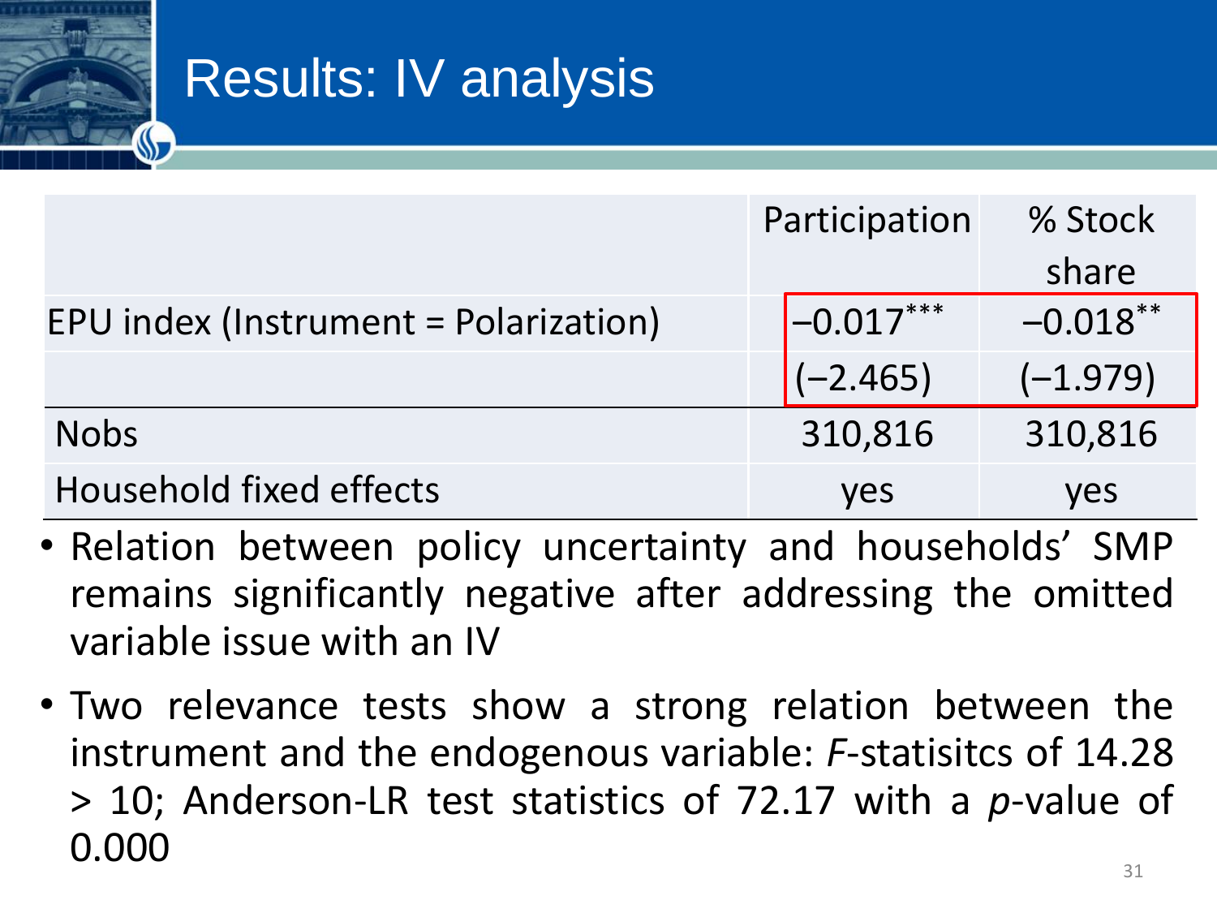# Results: IV analysis

| | Participation | % Stock share |
|---|---|---|
| EPU index (Instrument = Polarization) | $-0.017^{***}$ | $-0.018^{**}$ |
| | (−2.465) | (−1.979) |
| Nobs | 310,816 | 310,816 |
| Household fixed effects | yes | yes |

- Relation between policy uncertainty and households' SMP remains significantly negative after addressing the omitted variable issue with an IV
- Two relevance tests show a strong relation between the instrument and the endogenous variable: *F*-statisitcs of 14.28 > 10; Anderson-LR test statistics of 72.17 with a *p*-value of 0.000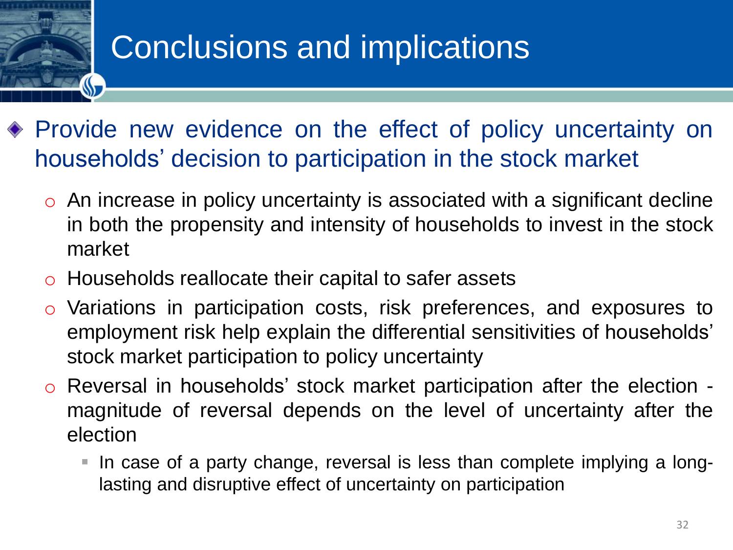# Conclusions and implications

- Provide new evidence on the effect of policy uncertainty on households' decision to participation in the stock market
  - An increase in policy uncertainty is associated with a significant decline in both the propensity and intensity of households to invest in the stock market
  - Households reallocate their capital to safer assets
  - Variations in participation costs, risk preferences, and exposures to employment risk help explain the differential sensitivities of households' stock market participation to policy uncertainty
  - Reversal in households' stock market participation after the election - magnitude of reversal depends on the level of uncertainty after the election
    - In case of a party change, reversal is less than complete implying a long-lasting and disruptive effect of uncertainty on participation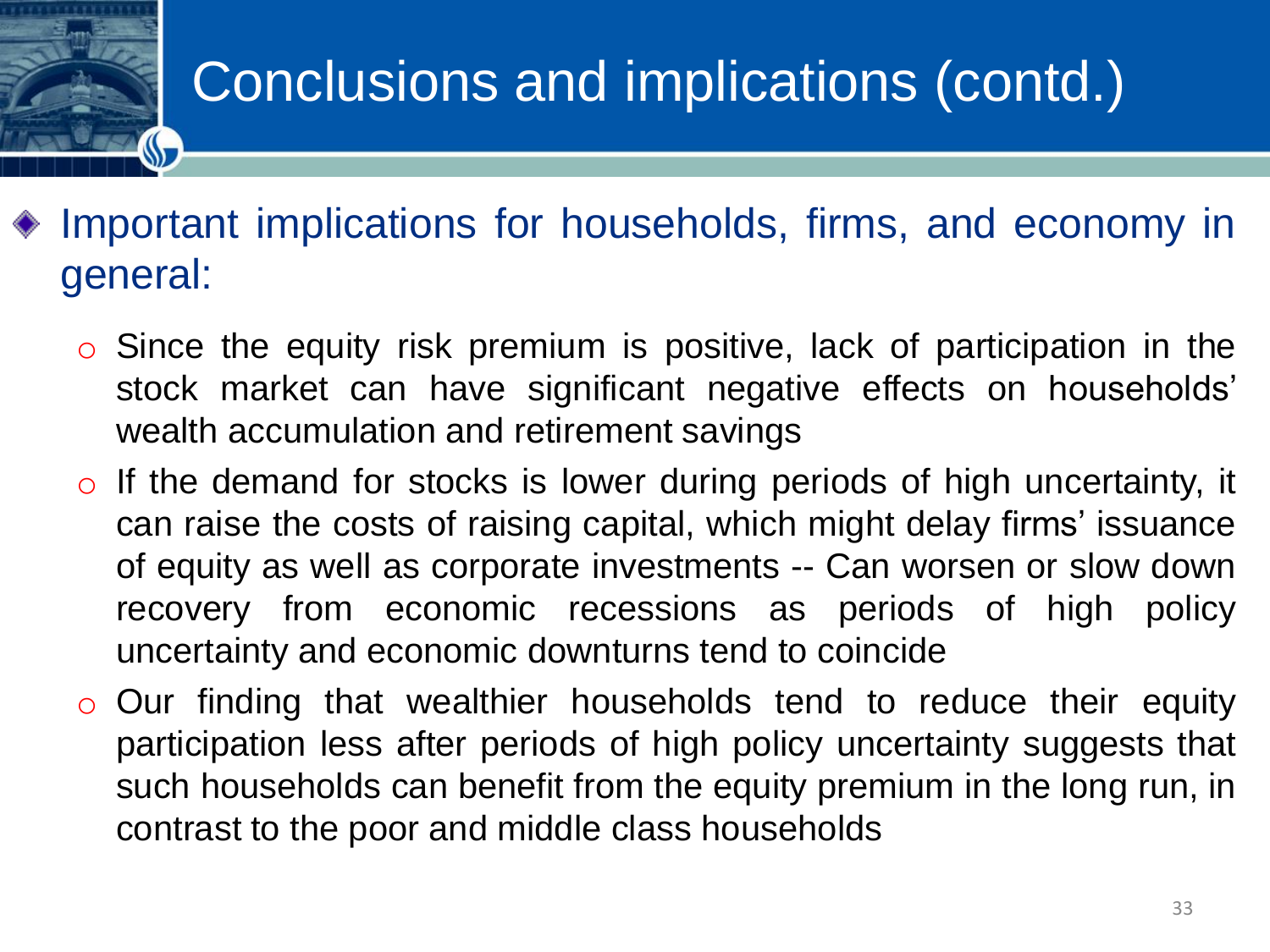# Conclusions and implications (contd.)

- Important implications for households, firms, and economy in general:
  - Since the equity risk premium is positive, lack of participation in the stock market can have significant negative effects on households' wealth accumulation and retirement savings
  - If the demand for stocks is lower during periods of high uncertainty, it can raise the costs of raising capital, which might delay firms' issuance of equity as well as corporate investments -- Can worsen or slow down recovery from economic recessions as periods of high policy uncertainty and economic downturns tend to coincide
  - Our finding that wealthier households tend to reduce their equity participation less after periods of high policy uncertainty suggests that such households can benefit from the equity premium in the long run, in contrast to the poor and middle class households